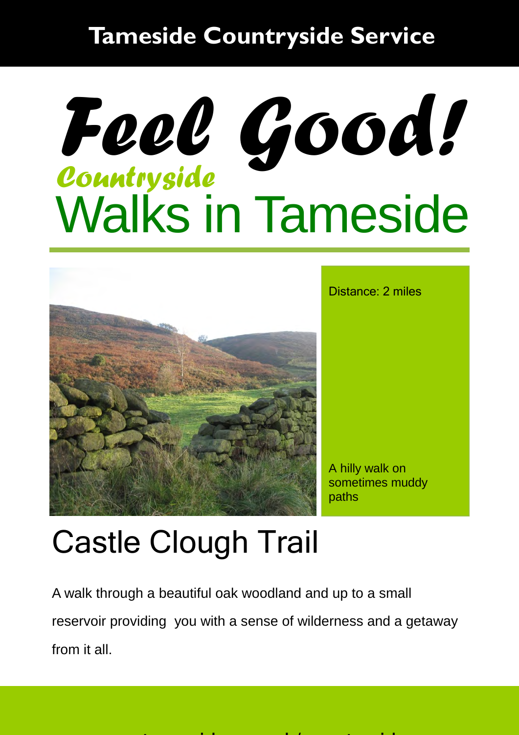Tameside Countryside Service

# Feel Good!

## Countryside Walks in Tameside

Distance: 2 miles

A hilly walk on sometimes muddy paths

## Castle Clough Trail

A walk through a beautiful oak woodland and up to a small reservoir providing you with a sense of wilderness and a getaway from it all.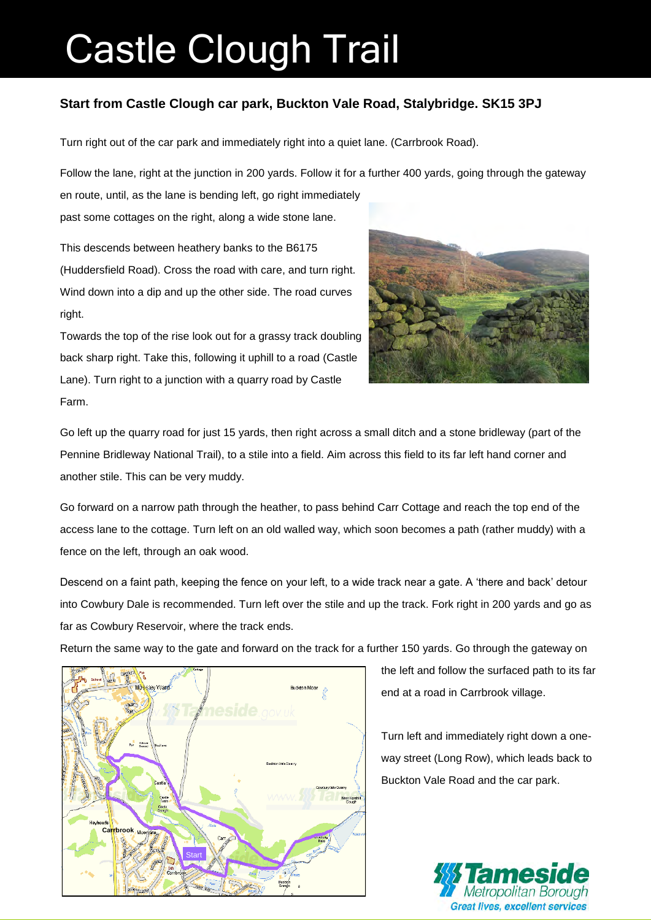# Castle Clough Trail

**Start from Castle Clough car park, Buckton Vale Road, Stalybridge. SK15 3PJ**

Turn right out of the car park and immediately right into a quiet lane. (Carrbrook Road).

Follow the lane, right at the junction in 200 yards. Follow it for a further 400 yards, going through the gateway en route, until, as the lane is bending left, go right immediately past some cottages on the right, along a wide stone lane.

This descends between heathery banks to the B6175 (Huddersfield Road). Cross the road with care, and turn right. Wind down into a dip and up the other side. The road curves right.

Towards the top of the rise look out for a grassy track doubling back sharp right. Take this, following it uphill to a road (Castle Lane). Turn right to a junction with a quarry road by Castle Farm.

Go left up the quarry road for just 15 yards, then right across a small ditch and a stone bridleway (part of the Pennine Bridleway National Trail), to a stile into a field. Aim across this field to its far left hand corner and another stile. This can be very muddy.

Go forward on a narrow path through the heather, to pass behind Carr Cottage and reach the top end of the access lane to the cottage. Turn left on an old walled way, which soon becomes a path (rather muddy) with a fence on the left, through an oak wood.

Descend on a faint path, keeping the fence on your left, to a wide track near a gate. A 'there and back' detour into Cowbury Dale is recommended. Turn left over the stile and up the track. Fork right in 200 yards and go as far as Cowbury Reservoir, where the track ends.

Return the same way to the gate and forward on the track for a further 150 yards. Go through the gateway on the left and follow the surfaced path to its far end at a road in Carrbrook village.

Turn left and immediately right down a one-way street (Long Row), which leads back to Buckton Vale Road and the car park.

Tameside Metropolitan Borough
*Great lives, excellent services*